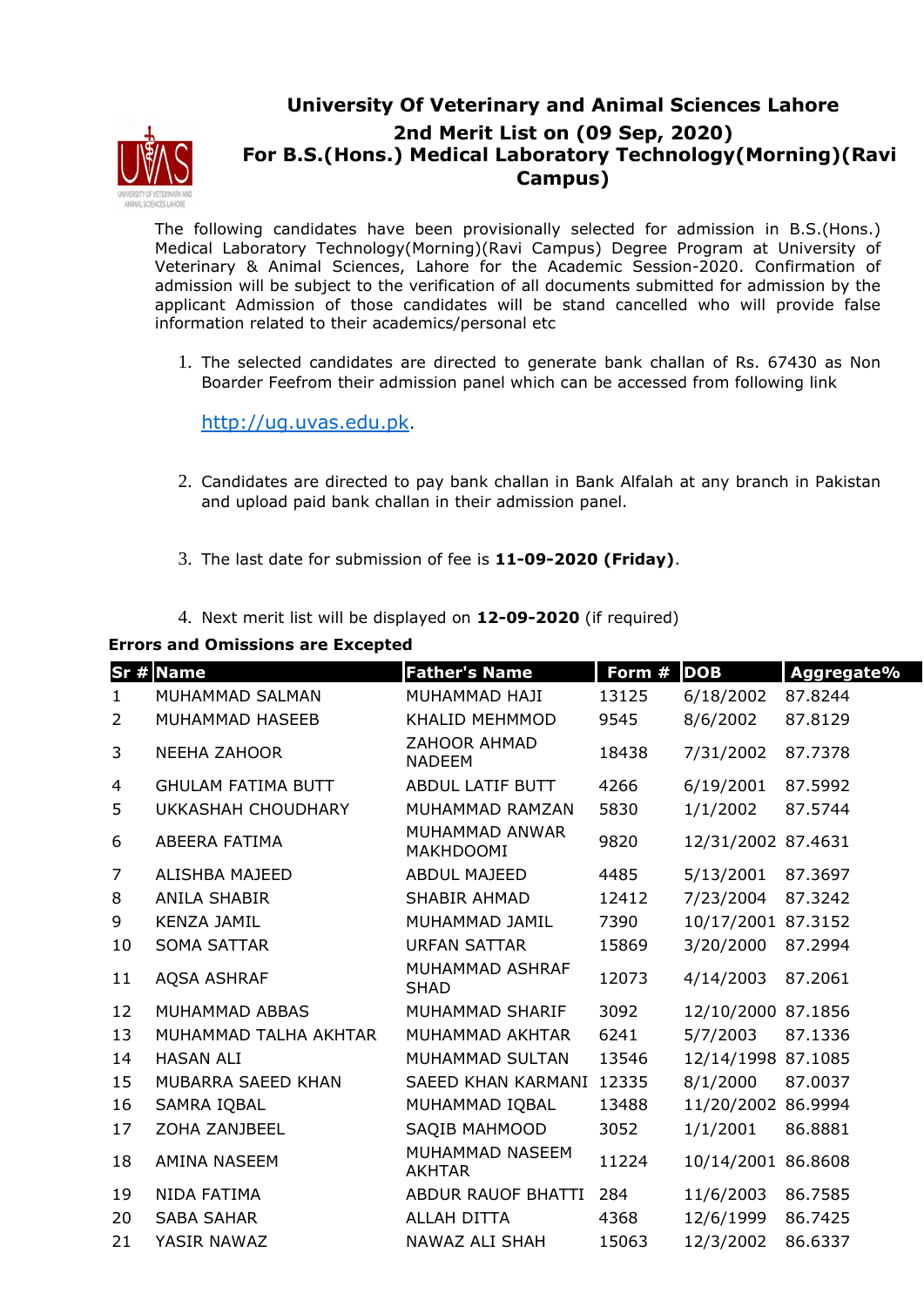# University Of Veterinary and Animal Sciences Lahore

## 2nd Merit List on (09 Sep, 2020)

## For B.S.(Hons.) Medical Laboratory Technology(Morning)(Ravi Campus)

The following candidates have been provisionally selected for admission in B.S.(Hons.) Medical Laboratory Technology(Morning)(Ravi Campus) Degree Program at University of Veterinary & Animal Sciences, Lahore for the Academic Session-2020. Confirmation of admission will be subject to the verification of all documents submitted for admission by the applicant Admission of those candidates will be stand cancelled who will provide false information related to their academics/personal etc

1. The selected candidates are directed to generate bank challan of Rs. 67430 as Non Boarder Feefrom their admission panel which can be accessed from following link

   http://ug.uvas.edu.pk.

2. Candidates are directed to pay bank challan in Bank Alfalah at any branch in Pakistan and upload paid bank challan in their admission panel.

3. The last date for submission of fee is **11-09-2020 (Friday)**.

4. Next merit list will be displayed on **12-09-2020** (if required)

**Errors and Omissions are Excepted**

| Sr # | Name | Father's Name | Form # | DOB | Aggregate% |
|---|---|---|---|---|---|
| 1 | MUHAMMAD SALMAN | MUHAMMAD HAJI | 13125 | 6/18/2002 | 87.8244 |
| 2 | MUHAMMAD HASEEB | KHALID MEHMMOD | 9545 | 8/6/2002 | 87.8129 |
| 3 | NEEHA ZAHOOR | ZAHOOR AHMAD NADEEM | 18438 | 7/31/2002 | 87.7378 |
| 4 | GHULAM FATIMA BUTT | ABDUL LATIF BUTT | 4266 | 6/19/2001 | 87.5992 |
| 5 | UKKASHAH CHOUDHARY | MUHAMMAD RAMZAN | 5830 | 1/1/2002 | 87.5744 |
| 6 | ABEERA FATIMA | MUHAMMAD ANWAR MAKHDOOMI | 9820 | 12/31/2002 | 87.4631 |
| 7 | ALISHBA MAJEED | ABDUL MAJEED | 4485 | 5/13/2001 | 87.3697 |
| 8 | ANILA SHABIR | SHABIR AHMAD | 12412 | 7/23/2004 | 87.3242 |
| 9 | KENZA JAMIL | MUHAMMAD JAMIL | 7390 | 10/17/2001 | 87.3152 |
| 10 | SOMA SATTAR | URFAN SATTAR | 15869 | 3/20/2000 | 87.2994 |
| 11 | AQSA ASHRAF | MUHAMMAD ASHRAF SHAD | 12073 | 4/14/2003 | 87.2061 |
| 12 | MUHAMMAD ABBAS | MUHAMMAD SHARIF | 3092 | 12/10/2000 | 87.1856 |
| 13 | MUHAMMAD TALHA AKHTAR | MUHAMMAD AKHTAR | 6241 | 5/7/2003 | 87.1336 |
| 14 | HASAN ALI | MUHAMMAD SULTAN | 13546 | 12/14/1998 | 87.1085 |
| 15 | MUBARRA SAEED KHAN | SAEED KHAN KARMANI | 12335 | 8/1/2000 | 87.0037 |
| 16 | SAMRA IQBAL | MUHAMMAD IQBAL | 13488 | 11/20/2002 | 86.9994 |
| 17 | ZOHA ZANJBEEL | SAQIB MAHMOOD | 3052 | 1/1/2001 | 86.8881 |
| 18 | AMINA NASEEM | MUHAMMAD NASEEM AKHTAR | 11224 | 10/14/2001 | 86.8608 |
| 19 | NIDA FATIMA | ABDUR RAUOF BHATTI | 284 | 11/6/2003 | 86.7585 |
| 20 | SABA SAHAR | ALLAH DITTA | 4368 | 12/6/1999 | 86.7425 |
| 21 | YASIR NAWAZ | NAWAZ ALI SHAH | 15063 | 12/3/2002 | 86.6337 |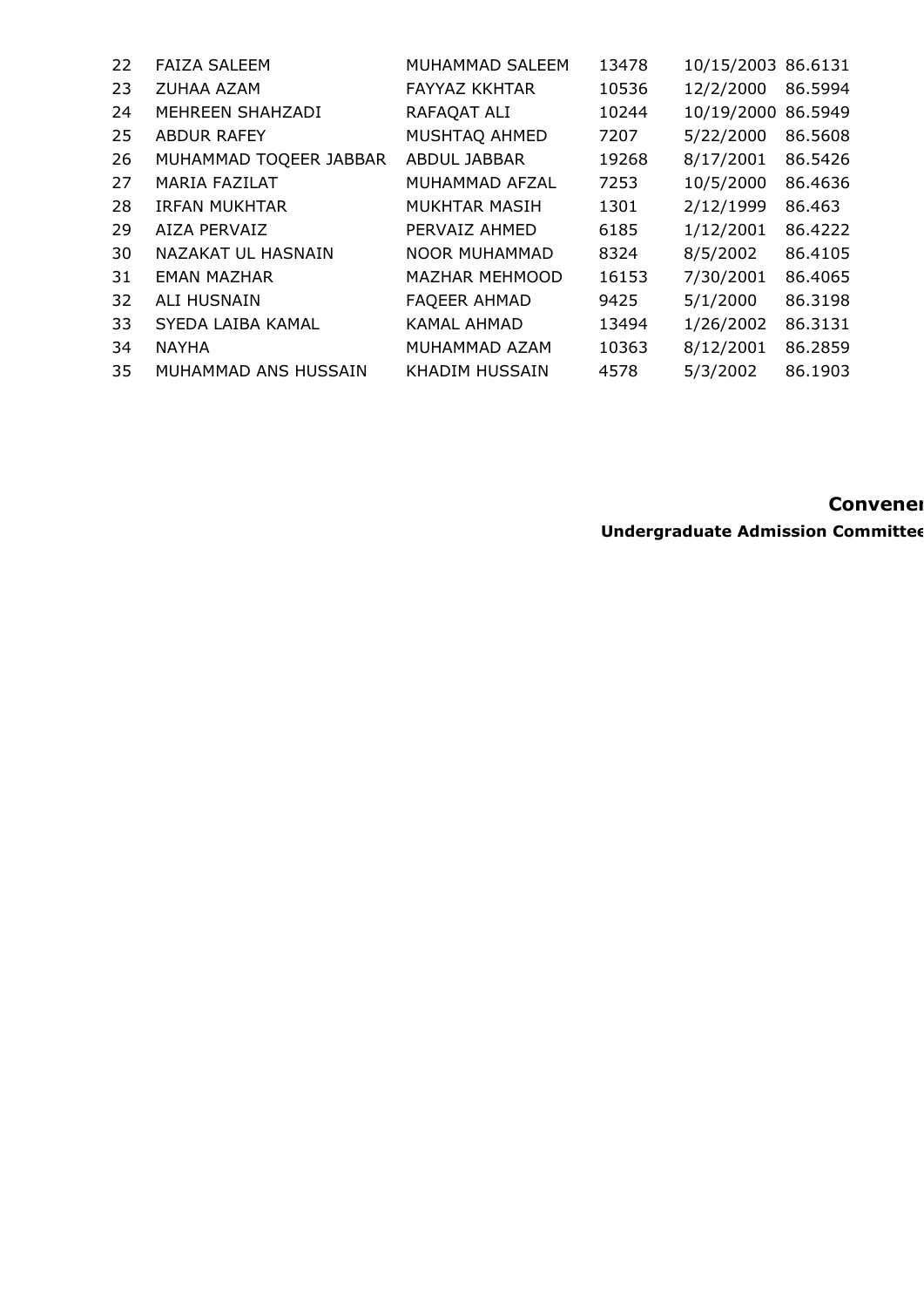| | | | | | |
|---|---|---|---|---|---|
| 22 | FAIZA SALEEM | MUHAMMAD SALEEM | 13478 | 10/15/2003 | 86.6131 |
| 23 | ZUHAA AZAM | FAYYAZ KKHTAR | 10536 | 12/2/2000 | 86.5994 |
| 24 | MEHREEN SHAHZADI | RAFAQAT ALI | 10244 | 10/19/2000 | 86.5949 |
| 25 | ABDUR RAFEY | MUSHTAQ AHMED | 7207 | 5/22/2000 | 86.5608 |
| 26 | MUHAMMAD TOQEER JABBAR | ABDUL JABBAR | 19268 | 8/17/2001 | 86.5426 |
| 27 | MARIA FAZILAT | MUHAMMAD AFZAL | 7253 | 10/5/2000 | 86.4636 |
| 28 | IRFAN MUKHTAR | MUKHTAR MASIH | 1301 | 2/12/1999 | 86.463 |
| 29 | AIZA PERVAIZ | PERVAIZ AHMED | 6185 | 1/12/2001 | 86.4222 |
| 30 | NAZAKAT UL HASNAIN | NOOR MUHAMMAD | 8324 | 8/5/2002 | 86.4105 |
| 31 | EMAN MAZHAR | MAZHAR MEHMOOD | 16153 | 7/30/2001 | 86.4065 |
| 32 | ALI HUSNAIN | FAQEER AHMAD | 9425 | 5/1/2000 | 86.3198 |
| 33 | SYEDA LAIBA KAMAL | KAMAL AHMAD | 13494 | 1/26/2002 | 86.3131 |
| 34 | NAYHA | MUHAMMAD AZAM | 10363 | 8/12/2001 | 86.2859 |
| 35 | MUHAMMAD ANS HUSSAIN | KHADIM HUSSAIN | 4578 | 5/3/2002 | 86.1903 |

**Convener**

**Undergraduate Admission Committee**